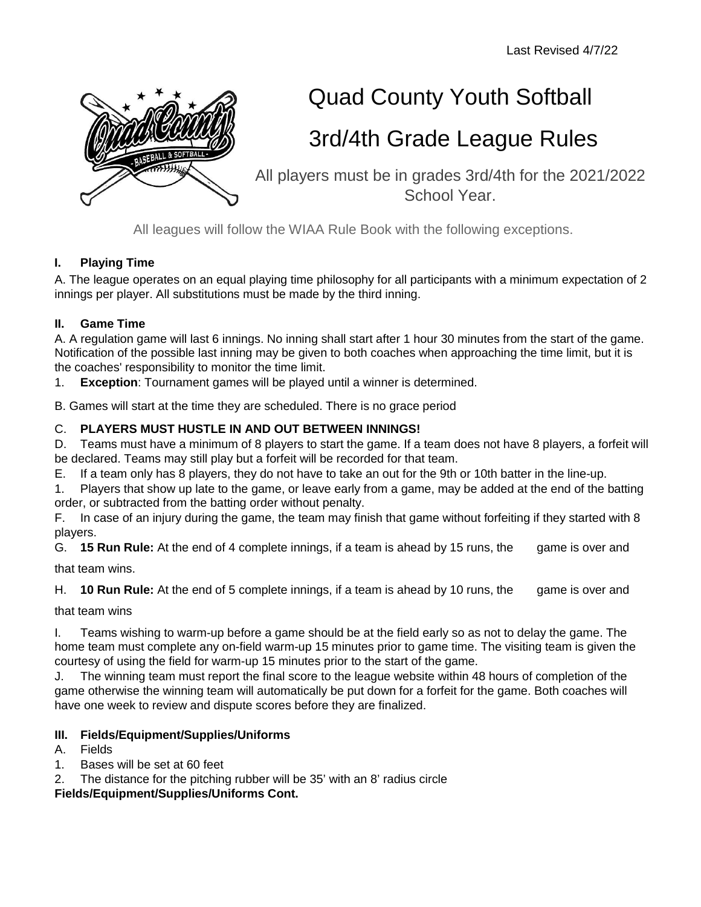Last Revised 4/7/22

# Quad County Youth Softball

# 3rd/4th Grade League Rules

All players must be in grades 3rd/4th for the 2021/2022 School Year.

All leagues will follow the WIAA Rule Book with the following exceptions.

## I. Playing Time

A. The league operates on an equal playing time philosophy for all participants with a minimum expectation of 2 innings per player. All substitutions must be made by the third inning.

## II. Game Time

A. A regulation game will last 6 innings. No inning shall start after 1 hour 30 minutes from the start of the game. Notification of the possible last inning may be given to both coaches when approaching the time limit, but it is the coaches' responsibility to monitor the time limit.

1. **Exception**: Tournament games will be played until a winner is determined.

B. Games will start at the time they are scheduled. There is no grace period

C. **PLAYERS MUST HUSTLE IN AND OUT BETWEEN INNINGS!**

D. Teams must have a minimum of 8 players to start the game. If a team does not have 8 players, a forfeit will be declared. Teams may still play but a forfeit will be recorded for that team.

E. If a team only has 8 players, they do not have to take an out for the 9th or 10th batter in the line-up.

1. Players that show up late to the game, or leave early from a game, may be added at the end of the batting order, or subtracted from the batting order without penalty.

F. In case of an injury during the game, the team may finish that game without forfeiting if they started with 8 players.

G. **15 Run Rule:** At the end of 4 complete innings, if a team is ahead by 15 runs, the game is over and that team wins.

H. **10 Run Rule:** At the end of 5 complete innings, if a team is ahead by 10 runs, the game is over and that team wins

I. Teams wishing to warm-up before a game should be at the field early so as not to delay the game. The home team must complete any on-field warm-up 15 minutes prior to game time. The visiting team is given the courtesy of using the field for warm-up 15 minutes prior to the start of the game.

J. The winning team must report the final score to the league website within 48 hours of completion of the game otherwise the winning team will automatically be put down for a forfeit for the game. Both coaches will have one week to review and dispute scores before they are finalized.

## III. Fields/Equipment/Supplies/Uniforms

A. Fields

1. Bases will be set at 60 feet
2. The distance for the pitching rubber will be 35' with an 8' radius circle

**Fields/Equipment/Supplies/Uniforms Cont.**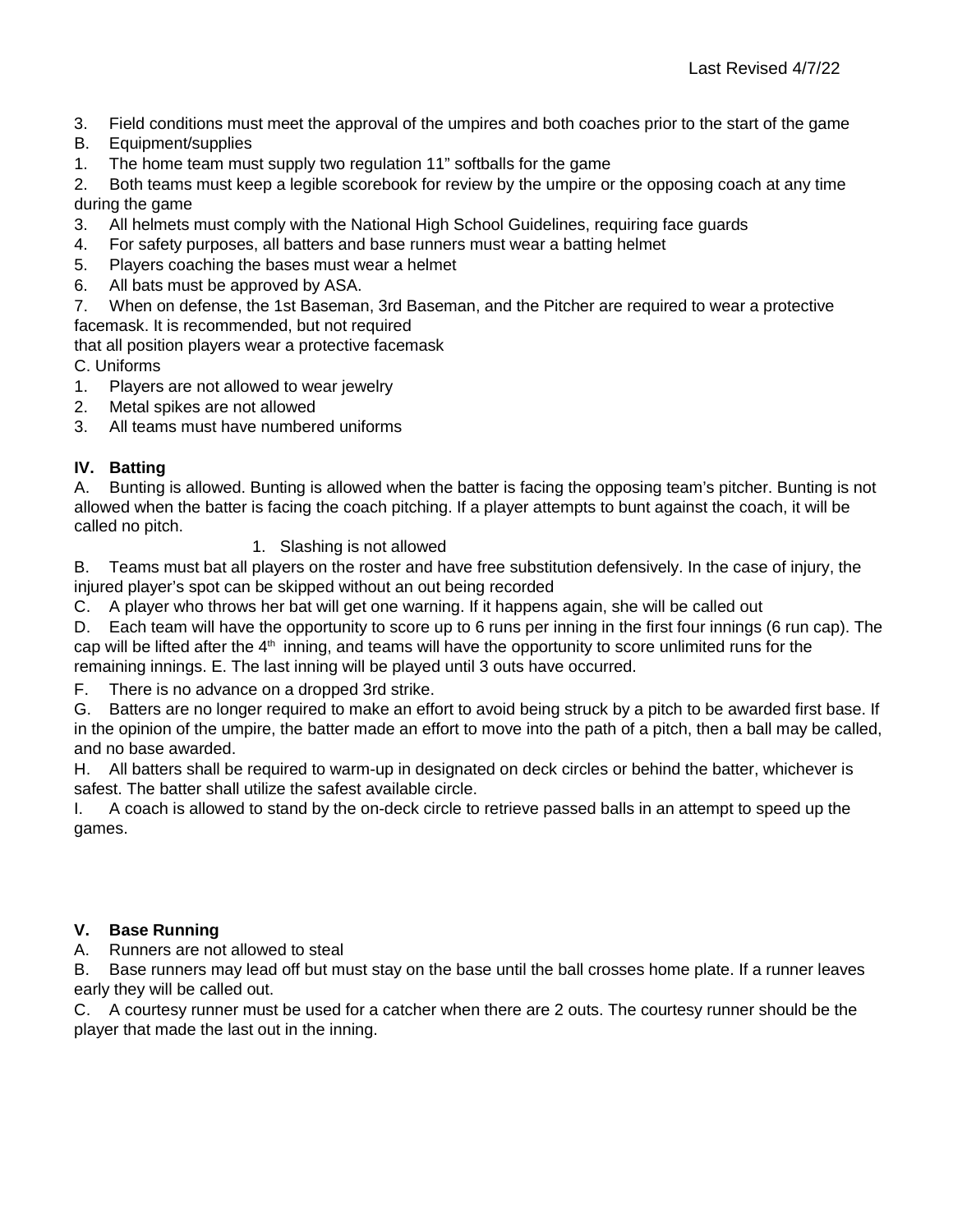Last Revised 4/7/22

3. Field conditions must meet the approval of the umpires and both coaches prior to the start of the game

B. Equipment/supplies

1. The home team must supply two regulation 11" softballs for the game
2. Both teams must keep a legible scorebook for review by the umpire or the opposing coach at any time during the game
3. All helmets must comply with the National High School Guidelines, requiring face guards
4. For safety purposes, all batters and base runners must wear a batting helmet
5. Players coaching the bases must wear a helmet
6. All bats must be approved by ASA.
7. When on defense, the 1st Baseman, 3rd Baseman, and the Pitcher are required to wear a protective facemask. It is recommended, but not required that all position players wear a protective facemask

C. Uniforms

1. Players are not allowed to wear jewelry
2. Metal spikes are not allowed
3. All teams must have numbered uniforms

**IV. Batting**

A. Bunting is allowed. Bunting is allowed when the batter is facing the opposing team's pitcher. Bunting is not allowed when the batter is facing the coach pitching. If a player attempts to bunt against the coach, it will be called no pitch.

1. Slashing is not allowed

B. Teams must bat all players on the roster and have free substitution defensively. In the case of injury, the injured player's spot can be skipped without an out being recorded

C. A player who throws her bat will get one warning. If it happens again, she will be called out

D. Each team will have the opportunity to score up to 6 runs per inning in the first four innings (6 run cap). The cap will be lifted after the 4th inning, and teams will have the opportunity to score unlimited runs for the remaining innings. E. The last inning will be played until 3 outs have occurred.

F. There is no advance on a dropped 3rd strike.

G. Batters are no longer required to make an effort to avoid being struck by a pitch to be awarded first base. If in the opinion of the umpire, the batter made an effort to move into the path of a pitch, then a ball may be called, and no base awarded.

H. All batters shall be required to warm-up in designated on deck circles or behind the batter, whichever is safest. The batter shall utilize the safest available circle.

I. A coach is allowed to stand by the on-deck circle to retrieve passed balls in an attempt to speed up the games.

**V. Base Running**

A. Runners are not allowed to steal

B. Base runners may lead off but must stay on the base until the ball crosses home plate. If a runner leaves early they will be called out.

C. A courtesy runner must be used for a catcher when there are 2 outs. The courtesy runner should be the player that made the last out in the inning.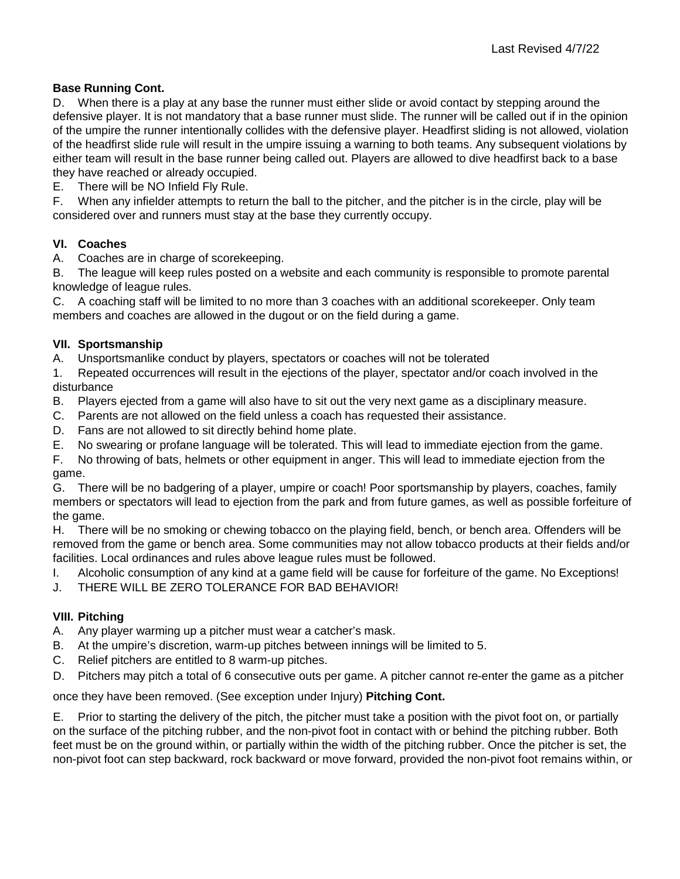**Base Running Cont.**

D. When there is a play at any base the runner must either slide or avoid contact by stepping around the defensive player. It is not mandatory that a base runner must slide. The runner will be called out if in the opinion of the umpire the runner intentionally collides with the defensive player. Headfirst sliding is not allowed, violation of the headfirst slide rule will result in the umpire issuing a warning to both teams. Any subsequent violations by either team will result in the base runner being called out. Players are allowed to dive headfirst back to a base they have reached or already occupied.

E. There will be NO Infield Fly Rule.

F. When any infielder attempts to return the ball to the pitcher, and the pitcher is in the circle, play will be considered over and runners must stay at the base they currently occupy.

## VI. Coaches

A. Coaches are in charge of scorekeeping.

B. The league will keep rules posted on a website and each community is responsible to promote parental knowledge of league rules.

C. A coaching staff will be limited to no more than 3 coaches with an additional scorekeeper. Only team members and coaches are allowed in the dugout or on the field during a game.

## VII. Sportsmanship

A. Unsportsmanlike conduct by players, spectators or coaches will not be tolerated

1. Repeated occurrences will result in the ejections of the player, spectator and/or coach involved in the disturbance

B. Players ejected from a game will also have to sit out the very next game as a disciplinary measure.

C. Parents are not allowed on the field unless a coach has requested their assistance.

D. Fans are not allowed to sit directly behind home plate.

E. No swearing or profane language will be tolerated. This will lead to immediate ejection from the game.

F. No throwing of bats, helmets or other equipment in anger. This will lead to immediate ejection from the game.

G. There will be no badgering of a player, umpire or coach! Poor sportsmanship by players, coaches, family members or spectators will lead to ejection from the park and from future games, as well as possible forfeiture of the game.

H. There will be no smoking or chewing tobacco on the playing field, bench, or bench area. Offenders will be removed from the game or bench area. Some communities may not allow tobacco products at their fields and/or facilities. Local ordinances and rules above league rules must be followed.

I. Alcoholic consumption of any kind at a game field will be cause for forfeiture of the game. No Exceptions!

J. THERE WILL BE ZERO TOLERANCE FOR BAD BEHAVIOR!

## VIII. Pitching

A. Any player warming up a pitcher must wear a catcher's mask.

B. At the umpire's discretion, warm-up pitches between innings will be limited to 5.

C. Relief pitchers are entitled to 8 warm-up pitches.

D. Pitchers may pitch a total of 6 consecutive outs per game. A pitcher cannot re-enter the game as a pitcher once they have been removed. (See exception under Injury)

**Pitching Cont.**

E. Prior to starting the delivery of the pitch, the pitcher must take a position with the pivot foot on, or partially on the surface of the pitching rubber, and the non-pivot foot in contact with or behind the pitching rubber. Both feet must be on the ground within, or partially within the width of the pitching rubber. Once the pitcher is set, the non-pivot foot can step backward, rock backward or move forward, provided the non-pivot foot remains within, or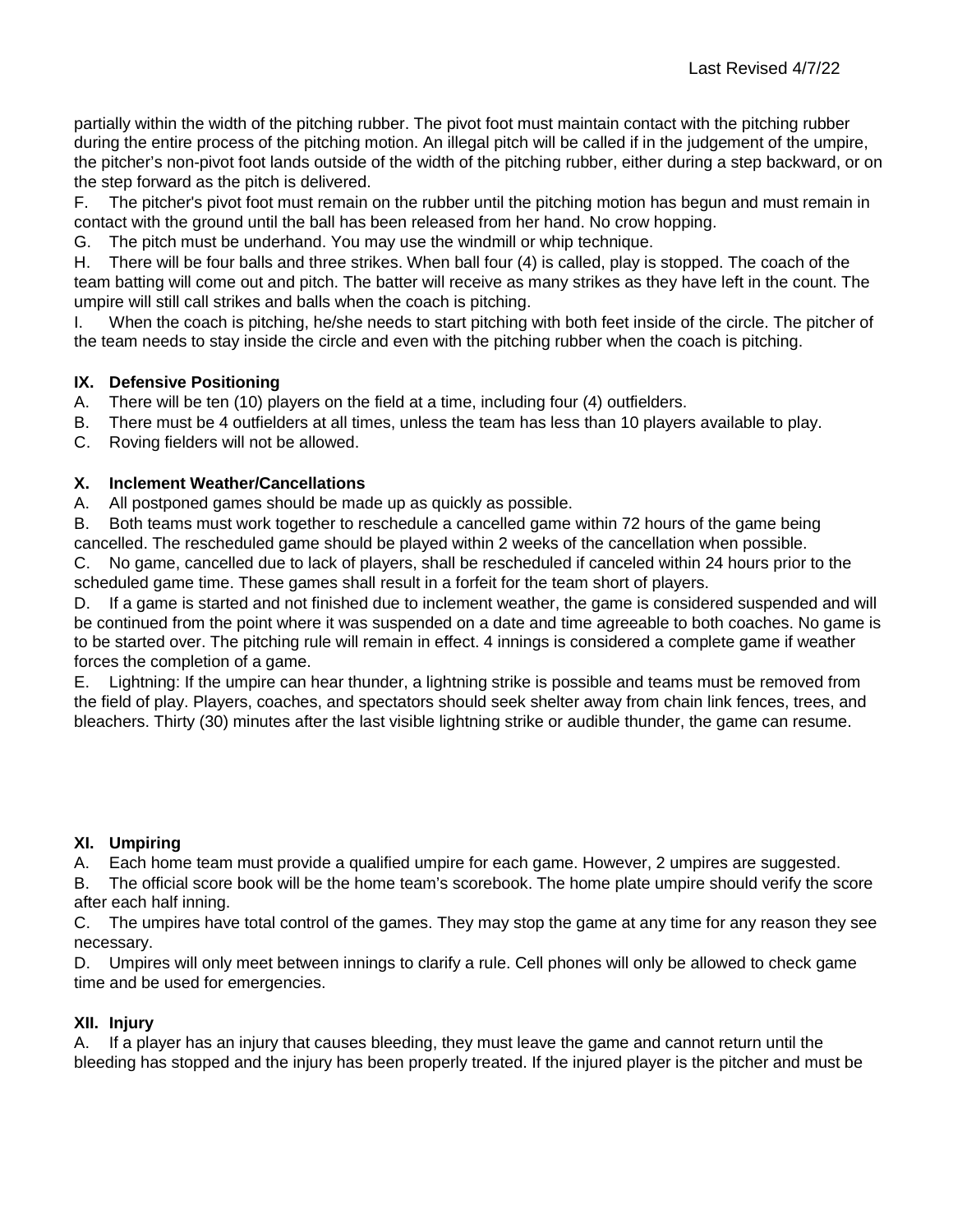partially within the width of the pitching rubber. The pivot foot must maintain contact with the pitching rubber during the entire process of the pitching motion. An illegal pitch will be called if in the judgement of the umpire, the pitcher's non-pivot foot lands outside of the width of the pitching rubber, either during a step backward, or on the step forward as the pitch is delivered.

F. The pitcher's pivot foot must remain on the rubber until the pitching motion has begun and must remain in contact with the ground until the ball has been released from her hand. No crow hopping.

G. The pitch must be underhand. You may use the windmill or whip technique.

H. There will be four balls and three strikes. When ball four (4) is called, play is stopped. The coach of the team batting will come out and pitch. The batter will receive as many strikes as they have left in the count. The umpire will still call strikes and balls when the coach is pitching.

I. When the coach is pitching, he/she needs to start pitching with both feet inside of the circle. The pitcher of the team needs to stay inside the circle and even with the pitching rubber when the coach is pitching.

### IX. Defensive Positioning

A. There will be ten (10) players on the field at a time, including four (4) outfielders.

B. There must be 4 outfielders at all times, unless the team has less than 10 players available to play.

C. Roving fielders will not be allowed.

### X. Inclement Weather/Cancellations

A. All postponed games should be made up as quickly as possible.

B. Both teams must work together to reschedule a cancelled game within 72 hours of the game being cancelled. The rescheduled game should be played within 2 weeks of the cancellation when possible.

C. No game, cancelled due to lack of players, shall be rescheduled if canceled within 24 hours prior to the scheduled game time. These games shall result in a forfeit for the team short of players.

D. If a game is started and not finished due to inclement weather, the game is considered suspended and will be continued from the point where it was suspended on a date and time agreeable to both coaches. No game is to be started over. The pitching rule will remain in effect. 4 innings is considered a complete game if weather forces the completion of a game.

E. Lightning: If the umpire can hear thunder, a lightning strike is possible and teams must be removed from the field of play. Players, coaches, and spectators should seek shelter away from chain link fences, trees, and bleachers. Thirty (30) minutes after the last visible lightning strike or audible thunder, the game can resume.

### XI. Umpiring

A. Each home team must provide a qualified umpire for each game. However, 2 umpires are suggested.

B. The official score book will be the home team's scorebook. The home plate umpire should verify the score after each half inning.

C. The umpires have total control of the games. They may stop the game at any time for any reason they see necessary.

D. Umpires will only meet between innings to clarify a rule. Cell phones will only be allowed to check game time and be used for emergencies.

### XII. Injury

A. If a player has an injury that causes bleeding, they must leave the game and cannot return until the bleeding has stopped and the injury has been properly treated. If the injured player is the pitcher and must be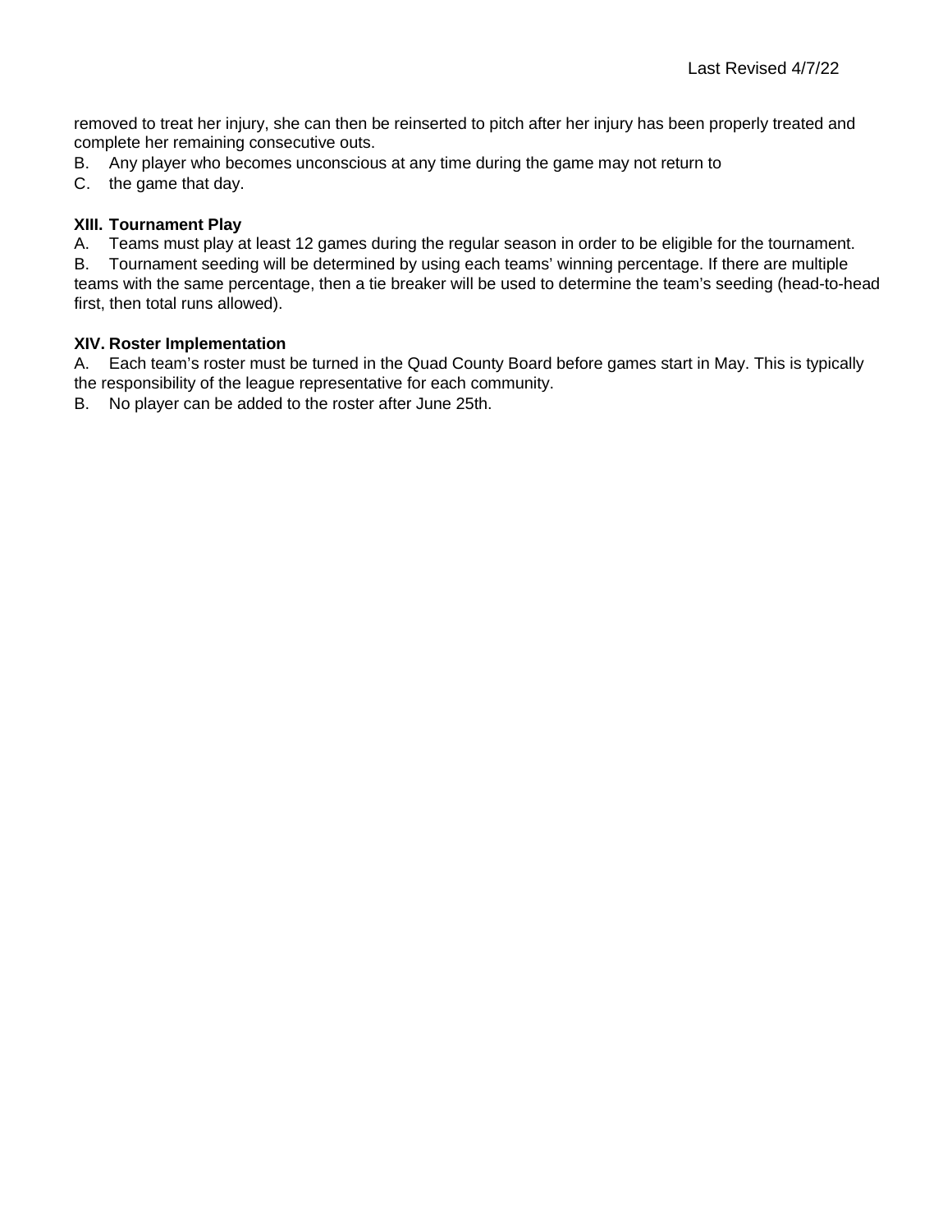removed to treat her injury, she can then be reinserted to pitch after her injury has been properly treated and complete her remaining consecutive outs.

B. Any player who becomes unconscious at any time during the game may not return to

C. the game that day.

**XIII. Tournament Play**

A. Teams must play at least 12 games during the regular season in order to be eligible for the tournament.

B. Tournament seeding will be determined by using each teams' winning percentage. If there are multiple teams with the same percentage, then a tie breaker will be used to determine the team's seeding (head-to-head first, then total runs allowed).

**XIV. Roster Implementation**

A. Each team's roster must be turned in the Quad County Board before games start in May. This is typically the responsibility of the league representative for each community.

B. No player can be added to the roster after June 25th.